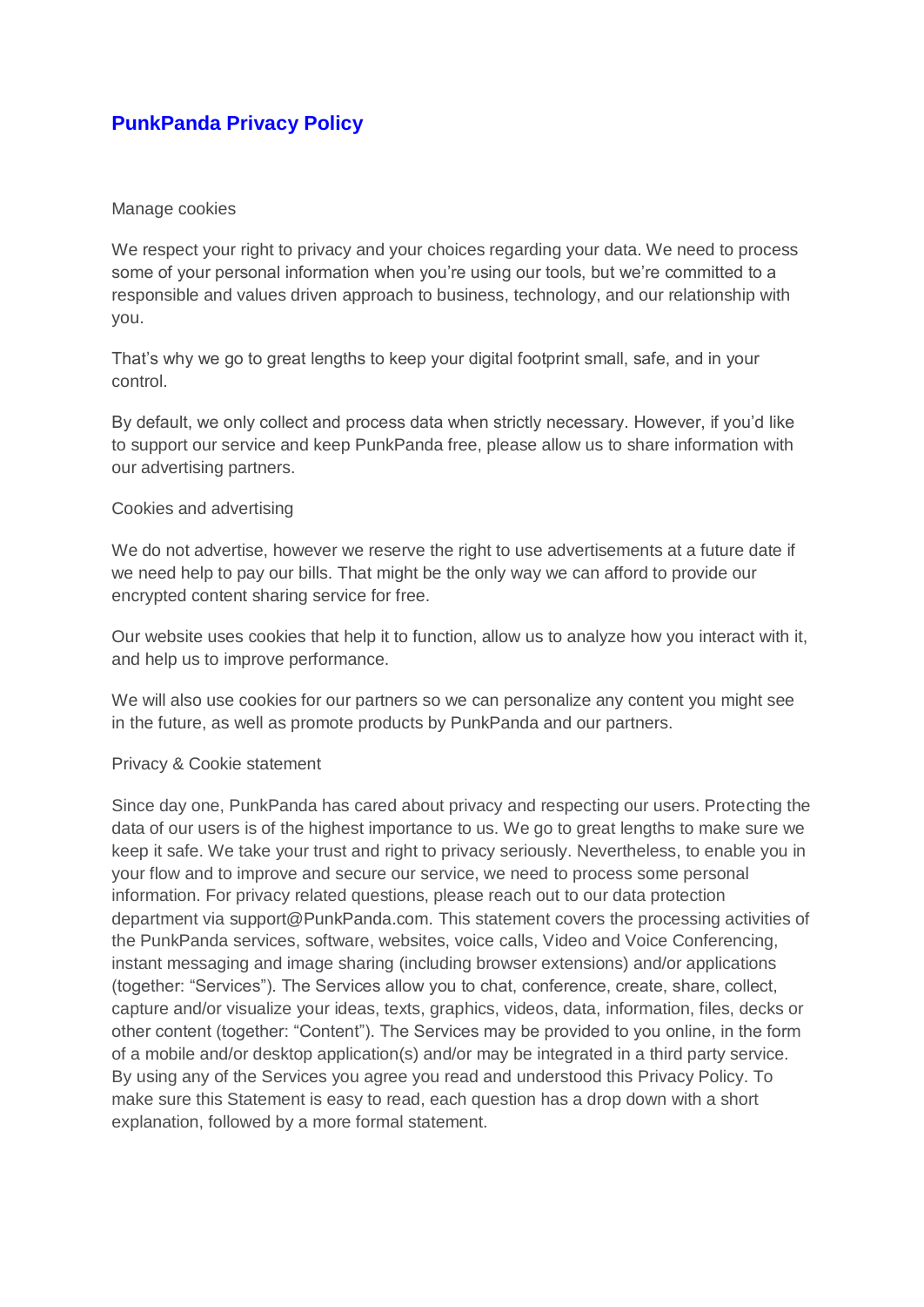# PunkPanda Privacy Policy

Manage cookies

We respect your right to privacy and your choices regarding your data. We need to process some of your personal information when you're using our tools, but we're committed to a responsible and values driven approach to business, technology, and our relationship with you.

That's why we go to great lengths to keep your digital footprint small, safe, and in your control.

By default, we only collect and process data when strictly necessary. However, if you'd like to support our service and keep PunkPanda free, please allow us to share information with our advertising partners.

Cookies and advertising

We do not advertise, however we reserve the right to use advertisements at a future date if we need help to pay our bills. That might be the only way we can afford to provide our encrypted content sharing service for free.

Our website uses cookies that help it to function, allow us to analyze how you interact with it, and help us to improve performance.

We will also use cookies for our partners so we can personalize any content you might see in the future, as well as promote products by PunkPanda and our partners.

Privacy & Cookie statement

Since day one, PunkPanda has cared about privacy and respecting our users. Protecting the data of our users is of the highest importance to us. We go to great lengths to make sure we keep it safe. We take your trust and right to privacy seriously. Nevertheless, to enable you in your flow and to improve and secure our service, we need to process some personal information. For privacy related questions, please reach out to our data protection department via support@PunkPanda.com. This statement covers the processing activities of the PunkPanda services, software, websites, voice calls, Video and Voice Conferencing, instant messaging and image sharing (including browser extensions) and/or applications (together: "Services"). The Services allow you to chat, conference, create, share, collect, capture and/or visualize your ideas, texts, graphics, videos, data, information, files, decks or other content (together: "Content"). The Services may be provided to you online, in the form of a mobile and/or desktop application(s) and/or may be integrated in a third party service. By using any of the Services you agree you read and understood this Privacy Policy. To make sure this Statement is easy to read, each question has a drop down with a short explanation, followed by a more formal statement.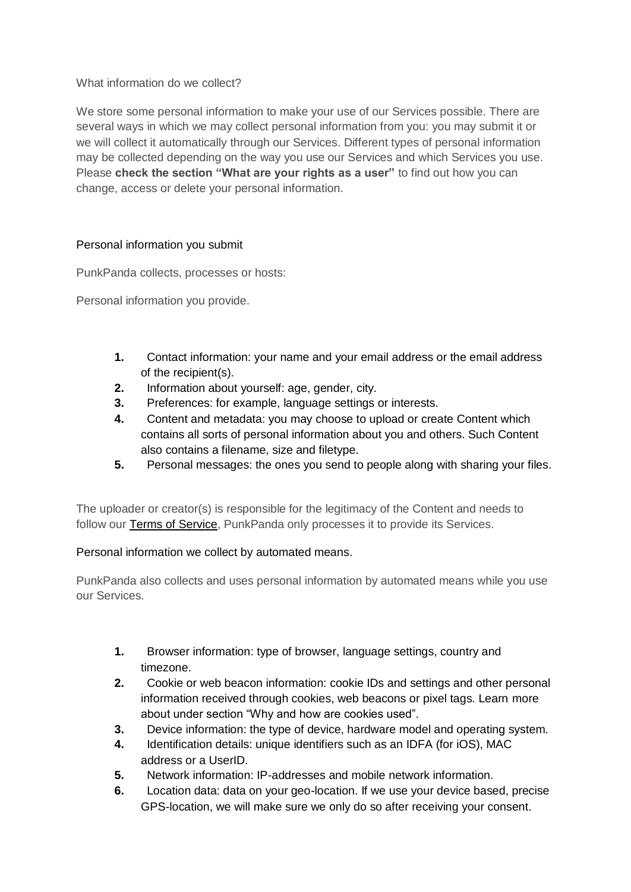## What information do we collect?

We store some personal information to make your use of our Services possible. There are several ways in which we may collect personal information from you: you may submit it or we will collect it automatically through our Services. Different types of personal information may be collected depending on the way you use our Services and which Services you use. Please **check the section "What are your rights as a user"** to find out how you can change, access or delete your personal information.

### Personal information you submit

PunkPanda collects, processes or hosts:

Personal information you provide.

1. Contact information: your name and your email address or the email address of the recipient(s).
2. Information about yourself: age, gender, city.
3. Preferences: for example, language settings or interests.
4. Content and metadata: you may choose to upload or create Content which contains all sorts of personal information about you and others. Such Content also contains a filename, size and filetype.
5. Personal messages: the ones you send to people along with sharing your files.

The uploader or creator(s) is responsible for the legitimacy of the Content and needs to follow our [Terms of Service](), PunkPanda only processes it to provide its Services.

### Personal information we collect by automated means.

PunkPanda also collects and uses personal information by automated means while you use our Services.

1. Browser information: type of browser, language settings, country and timezone.
2. Cookie or web beacon information: cookie IDs and settings and other personal information received through cookies, web beacons or pixel tags. Learn more about under section "Why and how are cookies used".
3. Device information: the type of device, hardware model and operating system.
4. Identification details: unique identifiers such as an IDFA (for iOS), MAC address or a UserID.
5. Network information: IP-addresses and mobile network information.
6. Location data: data on your geo-location. If we use your device based, precise GPS-location, we will make sure we only do so after receiving your consent.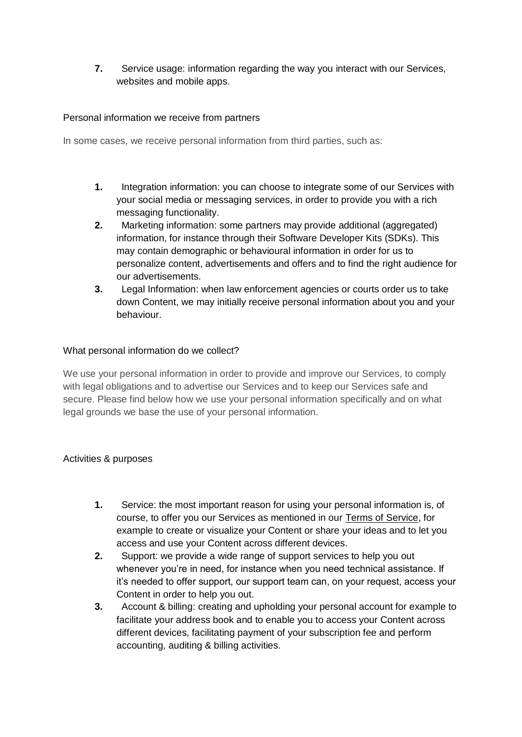7. Service usage: information regarding the way you interact with our Services, websites and mobile apps.

Personal information we receive from partners

In some cases, we receive personal information from third parties, such as:

1. Integration information: you can choose to integrate some of our Services with your social media or messaging services, in order to provide you with a rich messaging functionality.
2. Marketing information: some partners may provide additional (aggregated) information, for instance through their Software Developer Kits (SDKs). This may contain demographic or behavioural information in order for us to personalize content, advertisements and offers and to find the right audience for our advertisements.
3. Legal Information: when law enforcement agencies or courts order us to take down Content, we may initially receive personal information about you and your behaviour.

What personal information do we collect?

We use your personal information in order to provide and improve our Services, to comply with legal obligations and to advertise our Services and to keep our Services safe and secure. Please find below how we use your personal information specifically and on what legal grounds we base the use of your personal information.

Activities & purposes

1. Service: the most important reason for using your personal information is, of course, to offer you our Services as mentioned in our Terms of Service, for example to create or visualize your Content or share your ideas and to let you access and use your Content across different devices.
2. Support: we provide a wide range of support services to help you out whenever you're in need, for instance when you need technical assistance. If it's needed to offer support, our support team can, on your request, access your Content in order to help you out.
3. Account & billing: creating and upholding your personal account for example to facilitate your address book and to enable you to access your Content across different devices, facilitating payment of your subscription fee and perform accounting, auditing & billing activities.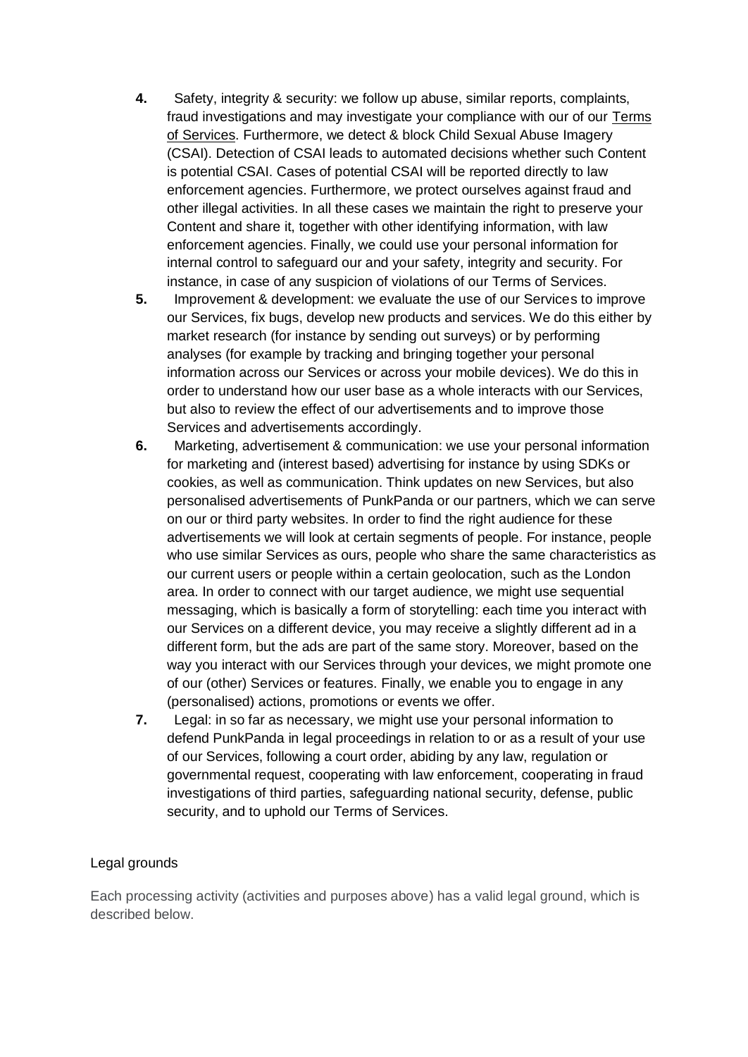4. Safety, integrity & security: we follow up abuse, similar reports, complaints, fraud investigations and may investigate your compliance with our of our Terms of Services. Furthermore, we detect & block Child Sexual Abuse Imagery (CSAI). Detection of CSAI leads to automated decisions whether such Content is potential CSAI. Cases of potential CSAI will be reported directly to law enforcement agencies. Furthermore, we protect ourselves against fraud and other illegal activities. In all these cases we maintain the right to preserve your Content and share it, together with other identifying information, with law enforcement agencies. Finally, we could use your personal information for internal control to safeguard our and your safety, integrity and security. For instance, in case of any suspicion of violations of our Terms of Services.
5. Improvement & development: we evaluate the use of our Services to improve our Services, fix bugs, develop new products and services. We do this either by market research (for instance by sending out surveys) or by performing analyses (for example by tracking and bringing together your personal information across our Services or across your mobile devices). We do this in order to understand how our user base as a whole interacts with our Services, but also to review the effect of our advertisements and to improve those Services and advertisements accordingly.
6. Marketing, advertisement & communication: we use your personal information for marketing and (interest based) advertising for instance by using SDKs or cookies, as well as communication. Think updates on new Services, but also personalised advertisements of PunkPanda or our partners, which we can serve on our or third party websites. In order to find the right audience for these advertisements we will look at certain segments of people. For instance, people who use similar Services as ours, people who share the same characteristics as our current users or people within a certain geolocation, such as the London area. In order to connect with our target audience, we might use sequential messaging, which is basically a form of storytelling: each time you interact with our Services on a different device, you may receive a slightly different ad in a different form, but the ads are part of the same story. Moreover, based on the way you interact with our Services through your devices, we might promote one of our (other) Services or features. Finally, we enable you to engage in any (personalised) actions, promotions or events we offer.
7. Legal: in so far as necessary, we might use your personal information to defend PunkPanda in legal proceedings in relation to or as a result of your use of our Services, following a court order, abiding by any law, regulation or governmental request, cooperating with law enforcement, cooperating in fraud investigations of third parties, safeguarding national security, defense, public security, and to uphold our Terms of Services.

Legal grounds

Each processing activity (activities and purposes above) has a valid legal ground, which is described below.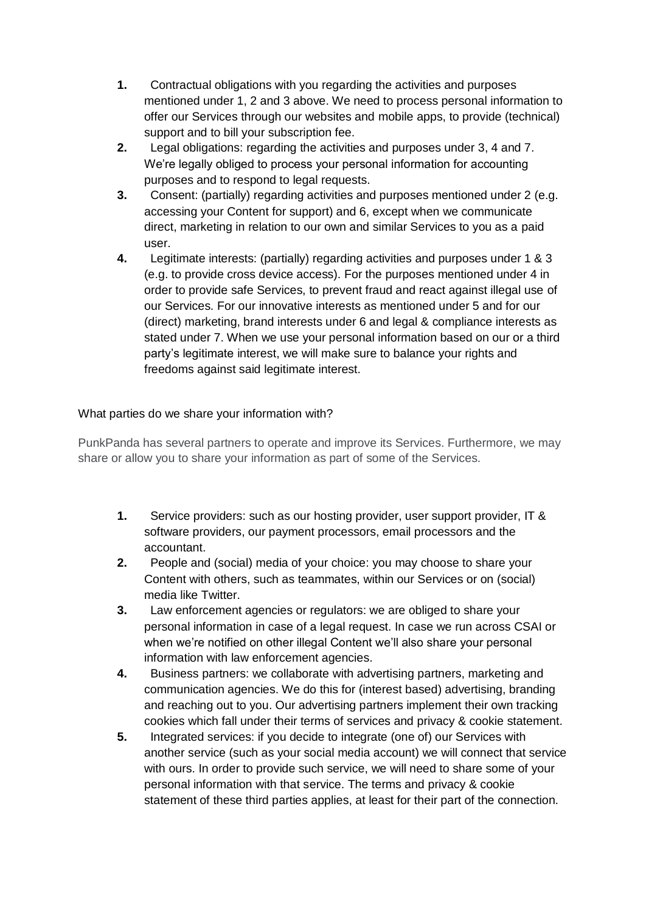1. Contractual obligations with you regarding the activities and purposes mentioned under 1, 2 and 3 above. We need to process personal information to offer our Services through our websites and mobile apps, to provide (technical) support and to bill your subscription fee.
2. Legal obligations: regarding the activities and purposes under 3, 4 and 7. We're legally obliged to process your personal information for accounting purposes and to respond to legal requests.
3. Consent: (partially) regarding activities and purposes mentioned under 2 (e.g. accessing your Content for support) and 6, except when we communicate direct, marketing in relation to our own and similar Services to you as a paid user.
4. Legitimate interests: (partially) regarding activities and purposes under 1 & 3 (e.g. to provide cross device access). For the purposes mentioned under 4 in order to provide safe Services, to prevent fraud and react against illegal use of our Services. For our innovative interests as mentioned under 5 and for our (direct) marketing, brand interests under 6 and legal & compliance interests as stated under 7. When we use your personal information based on our or a third party's legitimate interest, we will make sure to balance your rights and freedoms against said legitimate interest.

What parties do we share your information with?

PunkPanda has several partners to operate and improve its Services. Furthermore, we may share or allow you to share your information as part of some of the Services.

1. Service providers: such as our hosting provider, user support provider, IT & software providers, our payment processors, email processors and the accountant.
2. People and (social) media of your choice: you may choose to share your Content with others, such as teammates, within our Services or on (social) media like Twitter.
3. Law enforcement agencies or regulators: we are obliged to share your personal information in case of a legal request. In case we run across CSAI or when we're notified on other illegal Content we'll also share your personal information with law enforcement agencies.
4. Business partners: we collaborate with advertising partners, marketing and communication agencies. We do this for (interest based) advertising, branding and reaching out to you. Our advertising partners implement their own tracking cookies which fall under their terms of services and privacy & cookie statement.
5. Integrated services: if you decide to integrate (one of) our Services with another service (such as your social media account) we will connect that service with ours. In order to provide such service, we will need to share some of your personal information with that service. The terms and privacy & cookie statement of these third parties applies, at least for their part of the connection.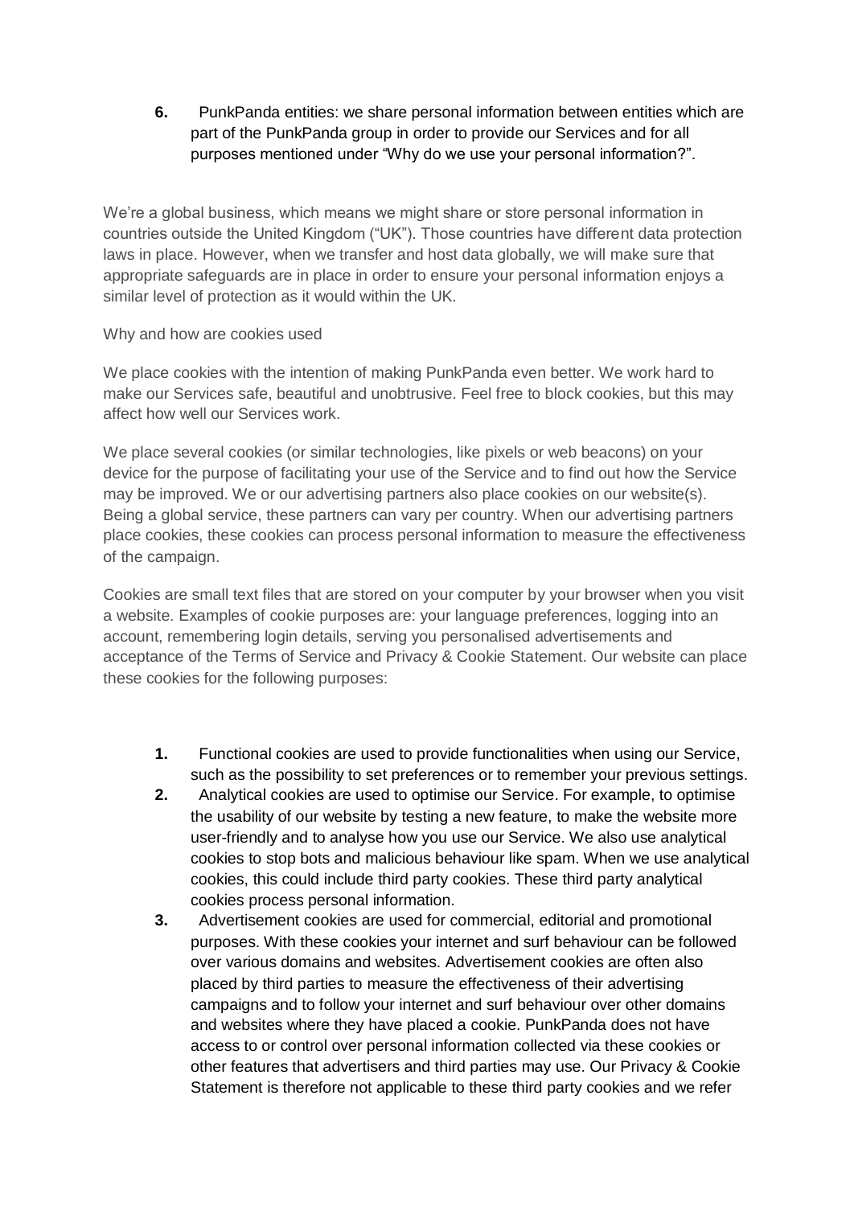6. PunkPanda entities: we share personal information between entities which are part of the PunkPanda group in order to provide our Services and for all purposes mentioned under "Why do we use your personal information?".

We're a global business, which means we might share or store personal information in countries outside the United Kingdom ("UK"). Those countries have different data protection laws in place. However, when we transfer and host data globally, we will make sure that appropriate safeguards are in place in order to ensure your personal information enjoys a similar level of protection as it would within the UK.

Why and how are cookies used

We place cookies with the intention of making PunkPanda even better. We work hard to make our Services safe, beautiful and unobtrusive. Feel free to block cookies, but this may affect how well our Services work.

We place several cookies (or similar technologies, like pixels or web beacons) on your device for the purpose of facilitating your use of the Service and to find out how the Service may be improved. We or our advertising partners also place cookies on our website(s). Being a global service, these partners can vary per country. When our advertising partners place cookies, these cookies can process personal information to measure the effectiveness of the campaign.

Cookies are small text files that are stored on your computer by your browser when you visit a website. Examples of cookie purposes are: your language preferences, logging into an account, remembering login details, serving you personalised advertisements and acceptance of the Terms of Service and Privacy & Cookie Statement. Our website can place these cookies for the following purposes:

1. Functional cookies are used to provide functionalities when using our Service, such as the possibility to set preferences or to remember your previous settings.
2. Analytical cookies are used to optimise our Service. For example, to optimise the usability of our website by testing a new feature, to make the website more user-friendly and to analyse how you use our Service. We also use analytical cookies to stop bots and malicious behaviour like spam. When we use analytical cookies, this could include third party cookies. These third party analytical cookies process personal information.
3. Advertisement cookies are used for commercial, editorial and promotional purposes. With these cookies your internet and surf behaviour can be followed over various domains and websites. Advertisement cookies are often also placed by third parties to measure the effectiveness of their advertising campaigns and to follow your internet and surf behaviour over other domains and websites where they have placed a cookie. PunkPanda does not have access to or control over personal information collected via these cookies or other features that advertisers and third parties may use. Our Privacy & Cookie Statement is therefore not applicable to these third party cookies and we refer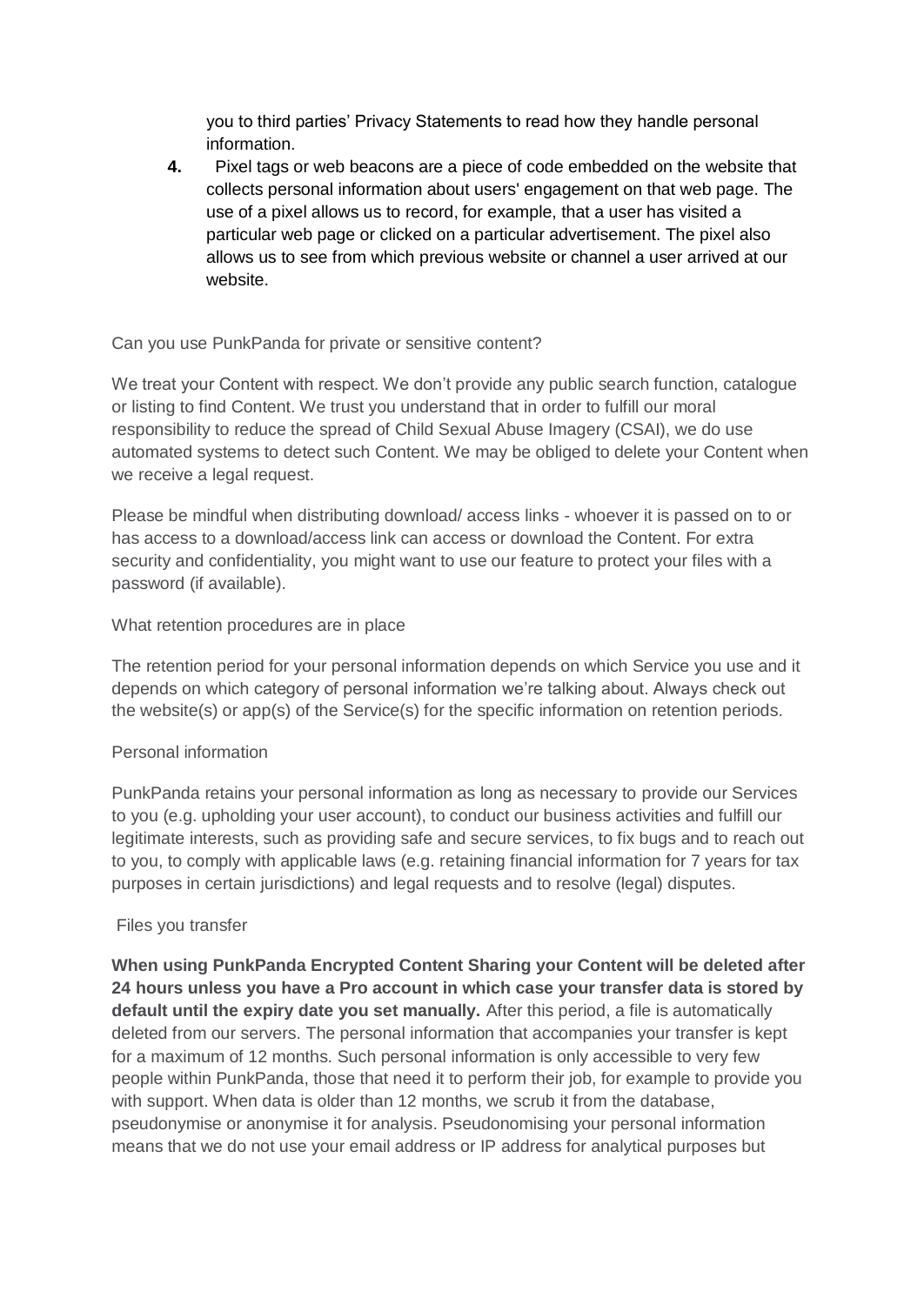you to third parties' Privacy Statements to read how they handle personal information.

4. Pixel tags or web beacons are a piece of code embedded on the website that collects personal information about users' engagement on that web page. The use of a pixel allows us to record, for example, that a user has visited a particular web page or clicked on a particular advertisement. The pixel also allows us to see from which previous website or channel a user arrived at our website.

Can you use PunkPanda for private or sensitive content?

We treat your Content with respect. We don't provide any public search function, catalogue or listing to find Content. We trust you understand that in order to fulfill our moral responsibility to reduce the spread of Child Sexual Abuse Imagery (CSAI), we do use automated systems to detect such Content. We may be obliged to delete your Content when we receive a legal request.

Please be mindful when distributing download/ access links - whoever it is passed on to or has access to a download/access link can access or download the Content. For extra security and confidentiality, you might want to use our feature to protect your files with a password (if available).

What retention procedures are in place

The retention period for your personal information depends on which Service you use and it depends on which category of personal information we're talking about. Always check out the website(s) or app(s) of the Service(s) for the specific information on retention periods.

Personal information

PunkPanda retains your personal information as long as necessary to provide our Services to you (e.g. upholding your user account), to conduct our business activities and fulfill our legitimate interests, such as providing safe and secure services, to fix bugs and to reach out to you, to comply with applicable laws (e.g. retaining financial information for 7 years for tax purposes in certain jurisdictions) and legal requests and to resolve (legal) disputes.

Files you transfer

**When using PunkPanda Encrypted Content Sharing your Content will be deleted after 24 hours unless you have a Pro account in which case your transfer data is stored by default until the expiry date you set manually.** After this period, a file is automatically deleted from our servers. The personal information that accompanies your transfer is kept for a maximum of 12 months. Such personal information is only accessible to very few people within PunkPanda, those that need it to perform their job, for example to provide you with support. When data is older than 12 months, we scrub it from the database, pseudonymise or anonymise it for analysis. Pseudonomising your personal information means that we do not use your email address or IP address for analytical purposes but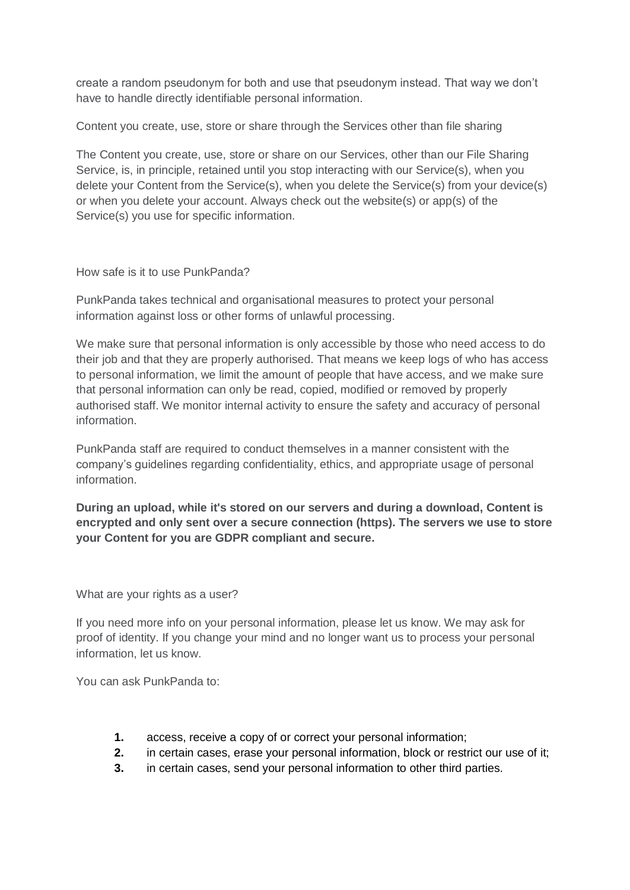create a random pseudonym for both and use that pseudonym instead. That way we don't have to handle directly identifiable personal information.

### Content you create, use, store or share through the Services other than file sharing

The Content you create, use, store or share on our Services, other than our File Sharing Service, is, in principle, retained until you stop interacting with our Service(s), when you delete your Content from the Service(s), when you delete the Service(s) from your device(s) or when you delete your account. Always check out the website(s) or app(s) of the Service(s) you use for specific information.

## How safe is it to use PunkPanda?

PunkPanda takes technical and organisational measures to protect your personal information against loss or other forms of unlawful processing.

We make sure that personal information is only accessible by those who need access to do their job and that they are properly authorised. That means we keep logs of who has access to personal information, we limit the amount of people that have access, and we make sure that personal information can only be read, copied, modified or removed by properly authorised staff. We monitor internal activity to ensure the safety and accuracy of personal information.

PunkPanda staff are required to conduct themselves in a manner consistent with the company's guidelines regarding confidentiality, ethics, and appropriate usage of personal information.

**During an upload, while it's stored on our servers and during a download, Content is encrypted and only sent over a secure connection (https). The servers we use to store your Content for you are GDPR compliant and secure.**

## What are your rights as a user?

If you need more info on your personal information, please let us know. We may ask for proof of identity. If you change your mind and no longer want us to process your personal information, let us know.

You can ask PunkPanda to:

1. access, receive a copy of or correct your personal information;
2. in certain cases, erase your personal information, block or restrict our use of it;
3. in certain cases, send your personal information to other third parties.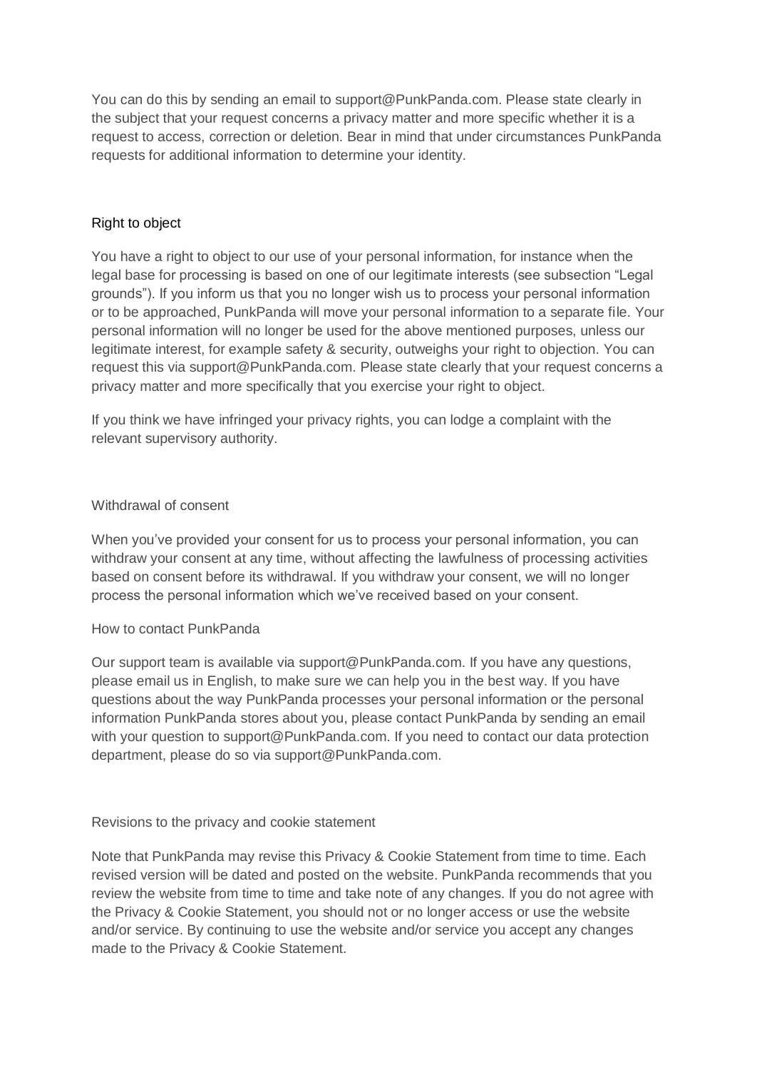You can do this by sending an email to support@PunkPanda.com. Please state clearly in the subject that your request concerns a privacy matter and more specific whether it is a request to access, correction or deletion. Bear in mind that under circumstances PunkPanda requests for additional information to determine your identity.

## Right to object

You have a right to object to our use of your personal information, for instance when the legal base for processing is based on one of our legitimate interests (see subsection "Legal grounds"). If you inform us that you no longer wish us to process your personal information or to be approached, PunkPanda will move your personal information to a separate file. Your personal information will no longer be used for the above mentioned purposes, unless our legitimate interest, for example safety & security, outweighs your right to objection. You can request this via support@PunkPanda.com. Please state clearly that your request concerns a privacy matter and more specifically that you exercise your right to object.

If you think we have infringed your privacy rights, you can lodge a complaint with the relevant supervisory authority.

## Withdrawal of consent

When you've provided your consent for us to process your personal information, you can withdraw your consent at any time, without affecting the lawfulness of processing activities based on consent before its withdrawal. If you withdraw your consent, we will no longer process the personal information which we've received based on your consent.

## How to contact PunkPanda

Our support team is available via support@PunkPanda.com. If you have any questions, please email us in English, to make sure we can help you in the best way. If you have questions about the way PunkPanda processes your personal information or the personal information PunkPanda stores about you, please contact PunkPanda by sending an email with your question to support@PunkPanda.com. If you need to contact our data protection department, please do so via support@PunkPanda.com.

## Revisions to the privacy and cookie statement

Note that PunkPanda may revise this Privacy & Cookie Statement from time to time. Each revised version will be dated and posted on the website. PunkPanda recommends that you review the website from time to time and take note of any changes. If you do not agree with the Privacy & Cookie Statement, you should not or no longer access or use the website and/or service. By continuing to use the website and/or service you accept any changes made to the Privacy & Cookie Statement.